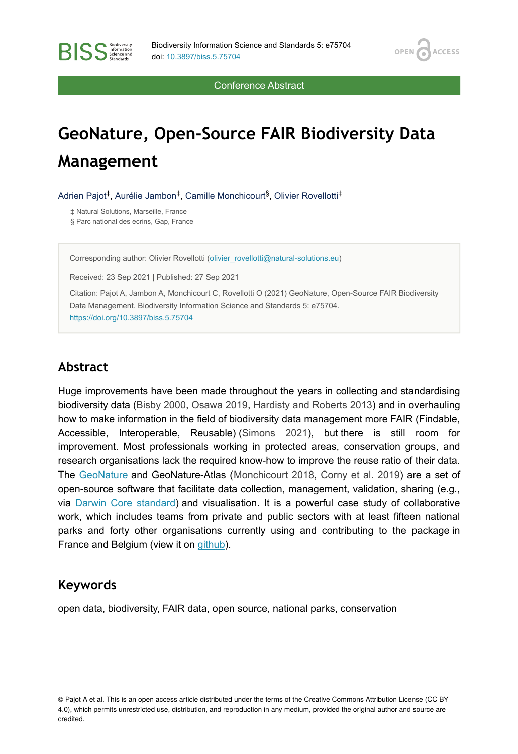Conference Abstract

# GeoNature, Open-Source FAIR Biodiversity Data Management

Adrien Pajot[‡], Aurélie Jambon[‡], Camille Monchicourt[§], Olivier Rovellotti[‡]

‡ Natural Solutions, Marseille, France
§ Parc national des ecrins, Gap, France

Corresponding author: Olivier Rovellotti (olivier_rovellotti@natural-solutions.eu)

Received: 23 Sep 2021 | Published: 27 Sep 2021

Citation: Pajot A, Jambon A, Monchicourt C, Rovellotti O (2021) GeoNature, Open-Source FAIR Biodiversity Data Management. Biodiversity Information Science and Standards 5: e75704. https://doi.org/10.3897/biss.5.75704

## Abstract

Huge improvements have been made throughout the years in collecting and standardising biodiversity data (Bisby 2000, Osawa 2019, Hardisty and Roberts 2013) and in overhauling how to make information in the field of biodiversity data management more FAIR (Findable, Accessible, Interoperable, Reusable) (Simons 2021), but there is still room for improvement. Most professionals working in protected areas, conservation groups, and research organisations lack the required know-how to improve the reuse ratio of their data. The GeoNature and GeoNature-Atlas (Monchicourt 2018, Corny et al. 2019) are a set of open-source software that facilitate data collection, management, validation, sharing (e.g., via Darwin Core standard) and visualisation. It is a powerful case study of collaborative work, which includes teams from private and public sectors with at least fifteen national parks and forty other organisations currently using and contributing to the package in France and Belgium (view it on github).

## Keywords

open data, biodiversity, FAIR data, open source, national parks, conservation

© Pajot A et al. This is an open access article distributed under the terms of the Creative Commons Attribution License (CC BY 4.0), which permits unrestricted use, distribution, and reproduction in any medium, provided the original author and source are credited.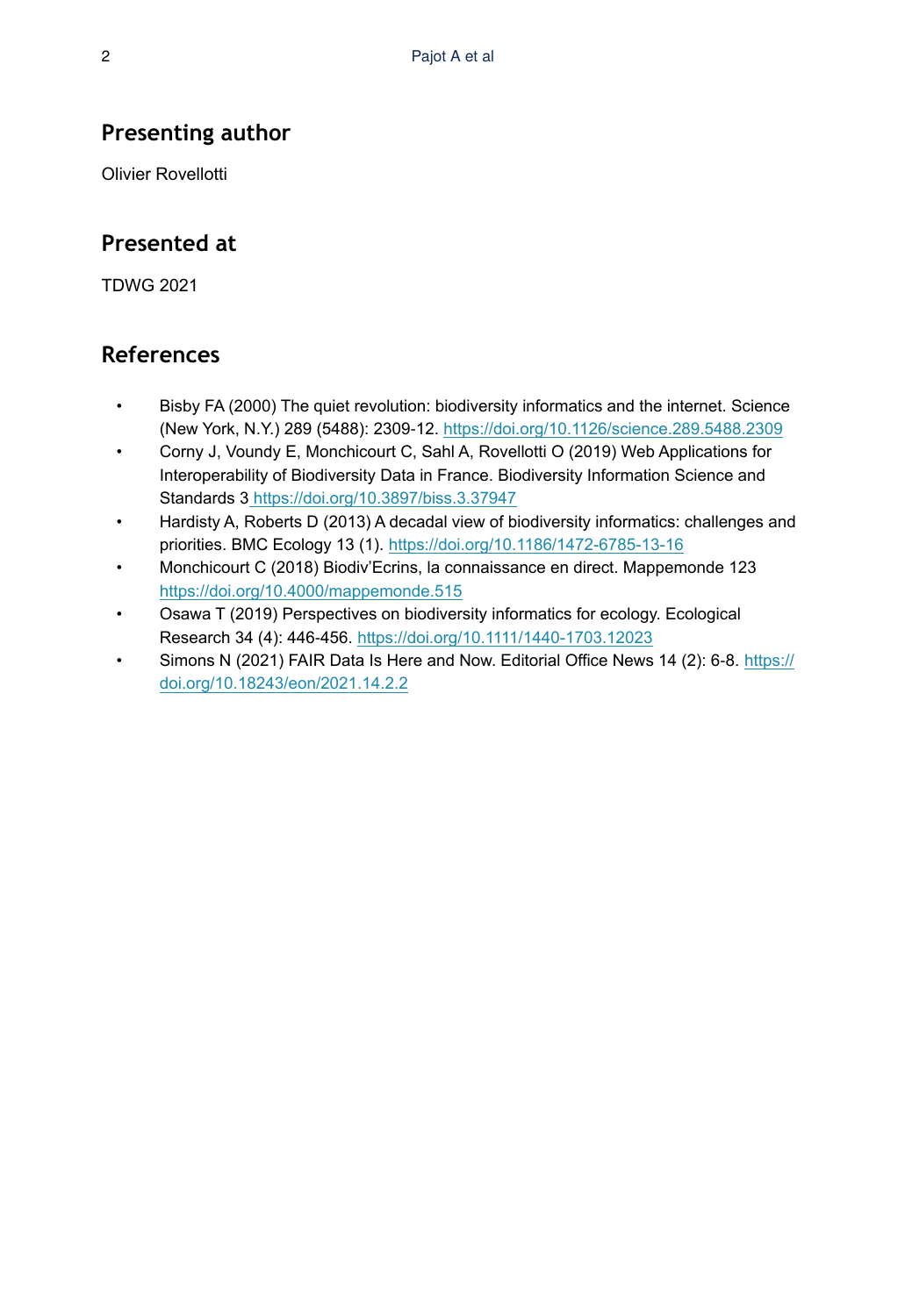## Presenting author

Olivier Rovellotti

## Presented at

TDWG 2021

## References

- Bisby FA (2000) The quiet revolution: biodiversity informatics and the internet. Science (New York, N.Y.) 289 (5488): 2309-12. https://doi.org/10.1126/science.289.5488.2309
- Corny J, Voundy E, Monchicourt C, Sahl A, Rovellotti O (2019) Web Applications for Interoperability of Biodiversity Data in France. Biodiversity Information Science and Standards 3 https://doi.org/10.3897/biss.3.37947
- Hardisty A, Roberts D (2013) A decadal view of biodiversity informatics: challenges and priorities. BMC Ecology 13 (1). https://doi.org/10.1186/1472-6785-13-16
- Monchicourt C (2018) Biodiv'Ecrins, la connaissance en direct. Mappemonde 123 https://doi.org/10.4000/mappemonde.515
- Osawa T (2019) Perspectives on biodiversity informatics for ecology. Ecological Research 34 (4): 446-456. https://doi.org/10.1111/1440-1703.12023
- Simons N (2021) FAIR Data Is Here and Now. Editorial Office News 14 (2): 6-8. https://doi.org/10.18243/eon/2021.14.2.2